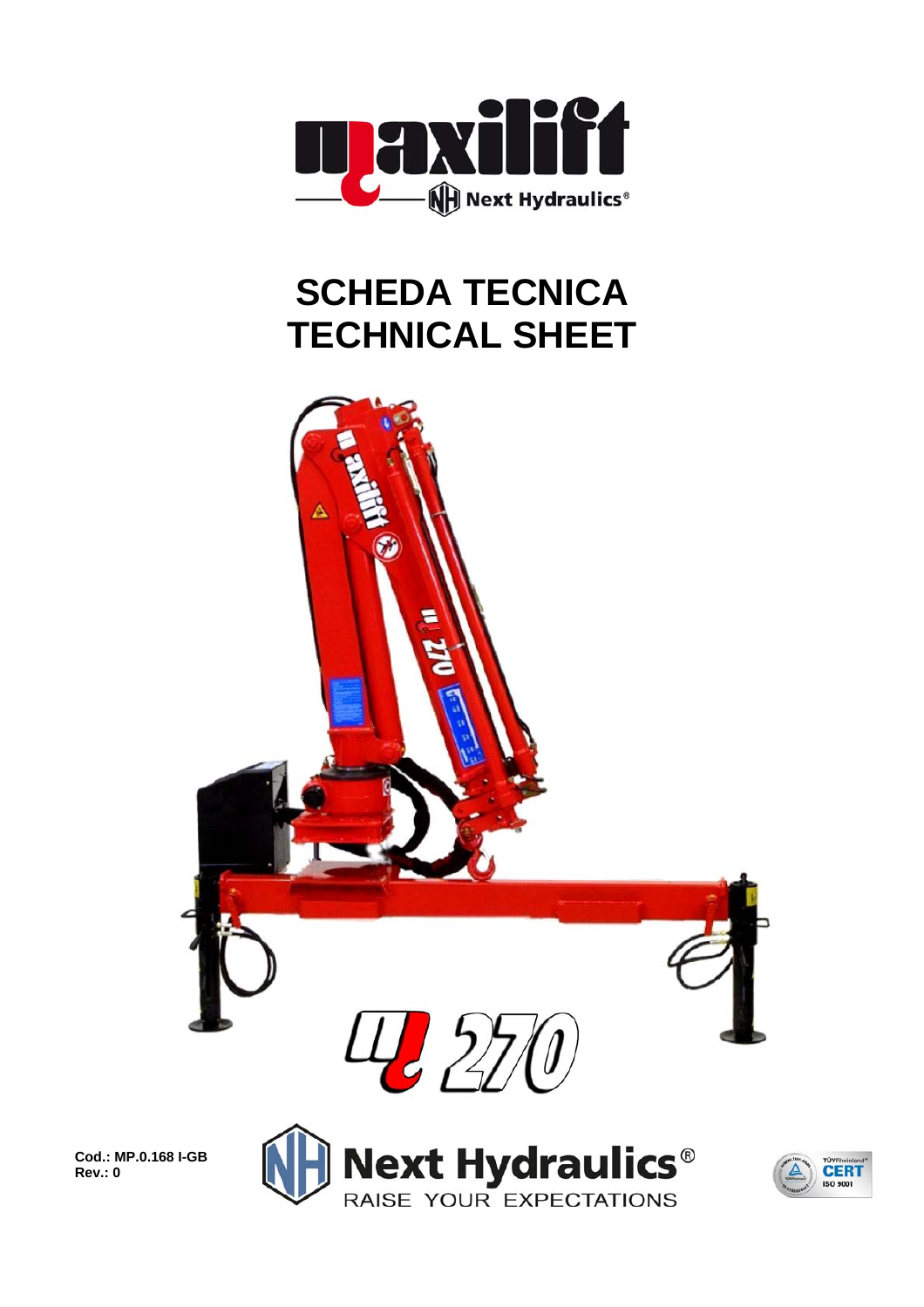# SCHEDA TECNICA
# TECHNICAL SHEET

ML 270

**Cod.: MP.0.168 I-GB**
**Rev.: 0**

Next Hydraulics®
RAISE YOUR EXPECTATIONS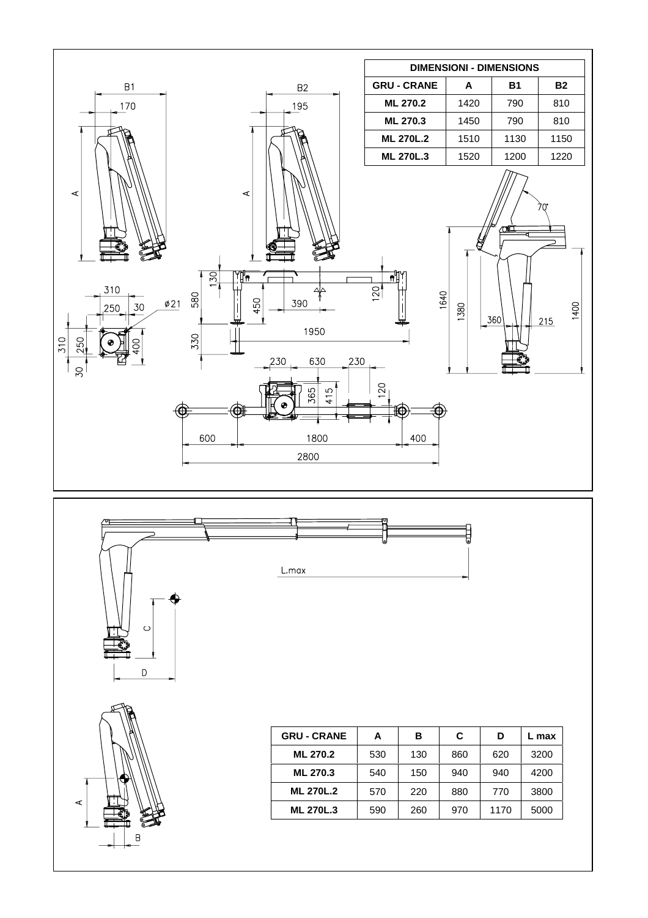| DIMENSIONI - DIMENSIONS | | | |
|---|---|---|---|
| GRU - CRANE | A | B1 | B2 |
| ML 270.2 | 1420 | 790 | 810 |
| ML 270.3 | 1450 | 790 | 810 |
| ML 270L.2 | 1510 | 1130 | 1150 |
| ML 270L.3 | 1520 | 1200 | 1220 |

B1 170 A

B2 195 A

70°

1640 1380 360 215 1400

130 580 450 390 120 330 1950

310 250 30 ø21 310 250 30 400

230 630 230 365 415 120

600 1800 400 2800

L.max

C D

A B

| GRU - CRANE | A | B | C | D | L max |
|---|---|---|---|---|---|
| ML 270.2 | 530 | 130 | 860 | 620 | 3200 |
| ML 270.3 | 540 | 150 | 940 | 940 | 4200 |
| ML 270L.2 | 570 | 220 | 880 | 770 | 3800 |
| ML 270L.3 | 590 | 260 | 970 | 1170 | 5000 |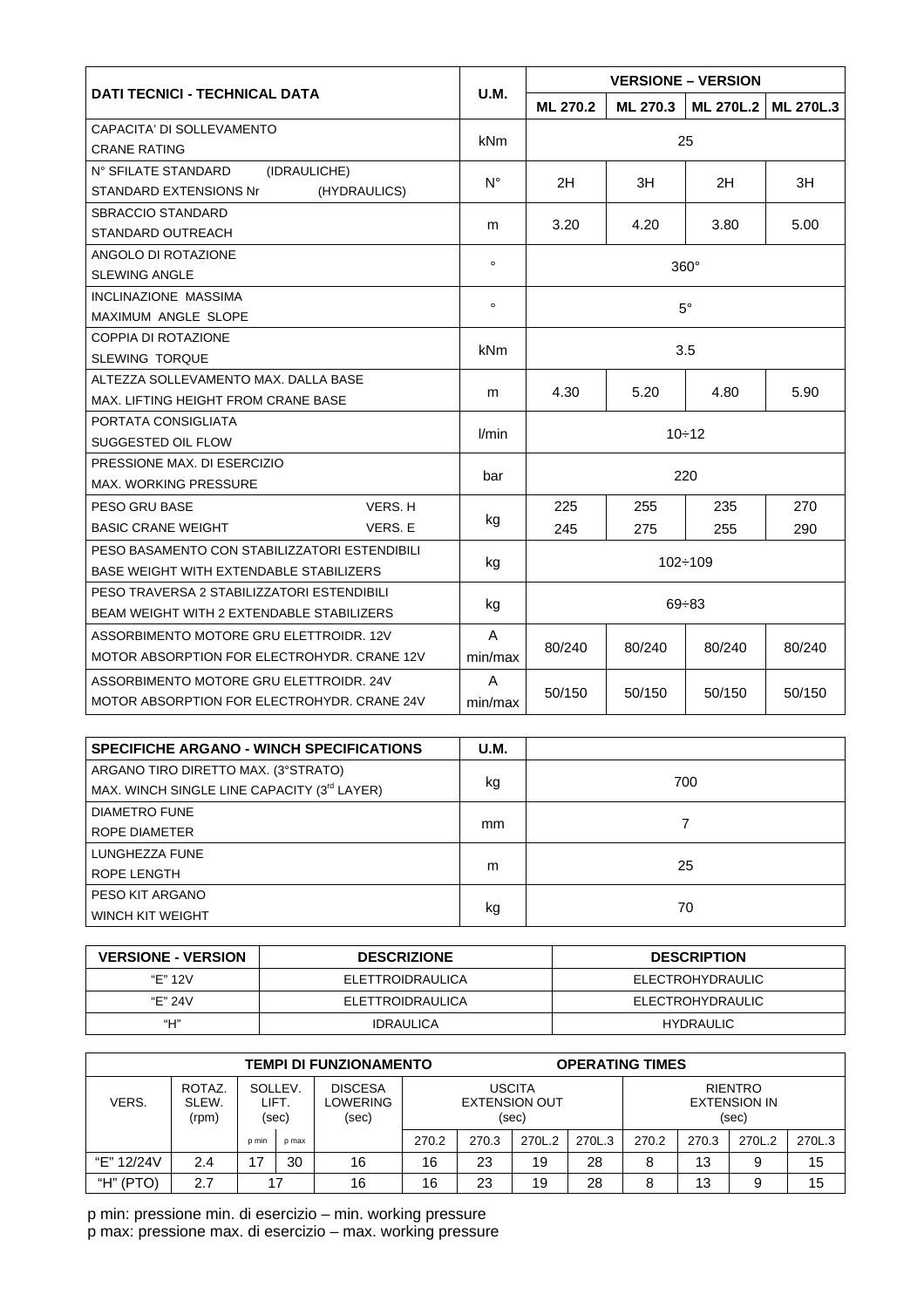| DATI TECNICI - TECHNICAL DATA | U.M. | VERSIONE – VERSION | | | |
|---|---|---|---|---|---|
| | | ML 270.2 | ML 270.3 | ML 270L.2 | ML 270L.3 |
| CAPACITA' DI SOLLEVAMENTO<br>CRANE RATING | kNm | 25 | | | |
| N° SFILATE STANDARD (IDRAULICHE)<br>STANDARD EXTENSIONS Nr (HYDRAULICS) | N° | 2H | 3H | 2H | 3H |
| SBRACCIO STANDARD<br>STANDARD OUTREACH | m | 3.20 | 4.20 | 3.80 | 5.00 |
| ANGOLO DI ROTAZIONE<br>SLEWING ANGLE | ° | 360° | | | |
| INCLINAZIONE MASSIMA<br>MAXIMUM ANGLE SLOPE | ° | 5° | | | |
| COPPIA DI ROTAZIONE<br>SLEWING TORQUE | kNm | 3.5 | | | |
| ALTEZZA SOLLEVAMENTO MAX. DALLA BASE<br>MAX. LIFTING HEIGHT FROM CRANE BASE | m | 4.30 | 5.20 | 4.80 | 5.90 |
| PORTATA CONSIGLIATA<br>SUGGESTED OIL FLOW | l/min | 10÷12 | | | |
| PRESSIONE MAX. DI ESERCIZIO<br>MAX. WORKING PRESSURE | bar | 220 | | | |
| PESO GRU BASE VERS. H<br>BASIC CRANE WEIGHT VERS. E | kg | 225<br>245 | 255<br>275 | 235<br>255 | 270<br>290 |
| PESO BASAMENTO CON STABILIZZATORI ESTENDIBILI<br>BASE WEIGHT WITH EXTENDABLE STABILIZERS | kg | 102÷109 | | | |
| PESO TRAVERSA 2 STABILIZZATORI ESTENDIBILI<br>BEAM WEIGHT WITH 2 EXTENDABLE STABILIZERS | kg | 69÷83 | | | |
| ASSORBIMENTO MOTORE GRU ELETTROIDR. 12V<br>MOTOR ABSORPTION FOR ELECTROHYDR. CRANE 12V | A<br>min/max | 80/240 | 80/240 | 80/240 | 80/240 |
| ASSORBIMENTO MOTORE GRU ELETTROIDR. 24V<br>MOTOR ABSORPTION FOR ELECTROHYDR. CRANE 24V | A<br>min/max | 50/150 | 50/150 | 50/150 | 50/150 |

| SPECIFICHE ARGANO - WINCH SPECIFICATIONS | U.M. | |
|---|---|---|
| ARGANO TIRO DIRETTO MAX. (3°STRATO)<br>MAX. WINCH SINGLE LINE CAPACITY (3rd LAYER) | kg | 700 |
| DIAMETRO FUNE<br>ROPE DIAMETER | mm | 7 |
| LUNGHEZZA FUNE<br>ROPE LENGTH | m | 25 |
| PESO KIT ARGANO<br>WINCH KIT WEIGHT | kg | 70 |

| VERSIONE - VERSION | DESCRIZIONE | DESCRIPTION |
|---|---|---|
| "E" 12V | ELETTROIDRAULICA | ELECTROHYDRAULIC |
| "E" 24V | ELETTROIDRAULICA | ELECTROHYDRAULIC |
| "H" | IDRAULICA | HYDRAULIC |

| TEMPI DI FUNZIONAMENTO OPERATING TIMES | | | | | | | | | | | | |
|---|---|---|---|---|---|---|---|---|---|---|---|---|
| VERS. | ROTAZ. SLEW. (rpm) | SOLLEV. LIFT. (sec) | | DISCESA LOWERING (sec) | USCITA EXTENSION OUT (sec) | | | | RIENTRO EXTENSION IN (sec) | | | |
| | | p min | p max | | 270.2 | 270.3 | 270L.2 | 270L.3 | 270.2 | 270.3 | 270L.2 | 270L.3 |
| "E" 12/24V | 2.4 | 17 | 30 | 16 | 16 | 23 | 19 | 28 | 8 | 13 | 9 | 15 |
| "H" (PTO) | 2.7 | 17 | | 16 | 16 | 23 | 19 | 28 | 8 | 13 | 9 | 15 |

p min: pressione min. di esercizio – min. working pressure
p max: pressione max. di esercizio – max. working pressure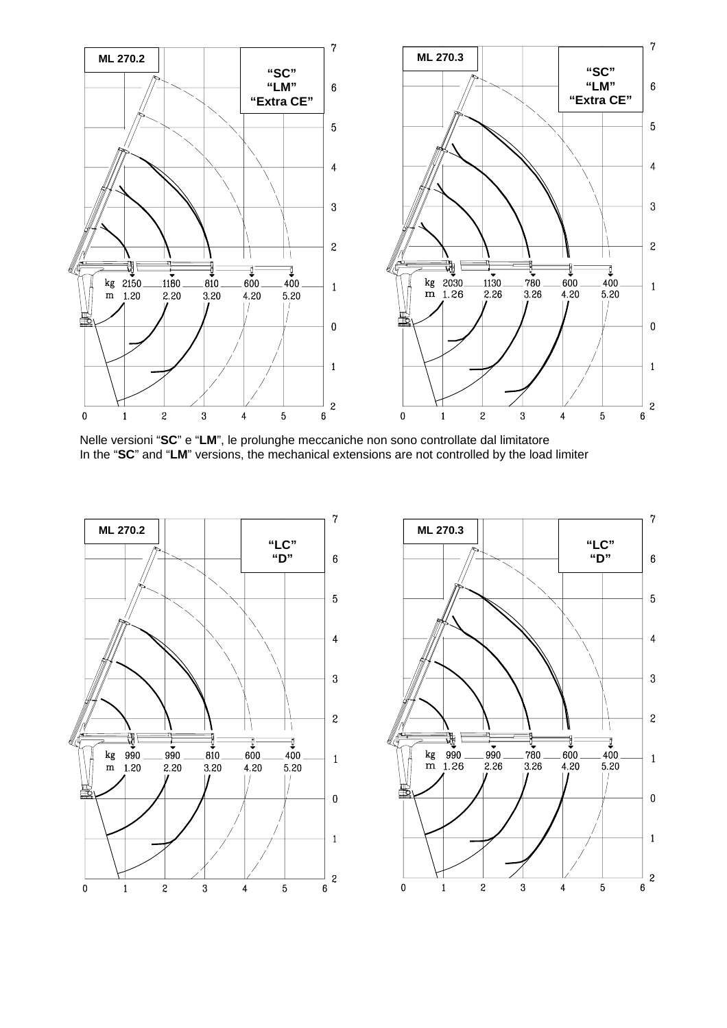ML 270.2

"SC"
"LM"
"Extra CE"

kg 2150 1180 810 600 400
m 1.20 2.20 3.20 4.20 5.20

ML 270.3

"SC"
"LM"
"Extra CE"

kg 2030 1130 780 600 400
m 1.26 2.26 3.26 4.20 5.20

Nelle versioni "**SC**" e "**LM**", le prolunghe meccaniche non sono controllate dal limitatore
In the "**SC**" and "**LM**" versions, the mechanical extensions are not controlled by the load limiter

ML 270.2

"LC"
"D"

kg 990 990 810 600 400
m 1.20 2.20 3.20 4.20 5.20

ML 270.3

"LC"
"D"

kg 990 990 780 600 400
m 1.26 2.26 3.26 4.20 5.20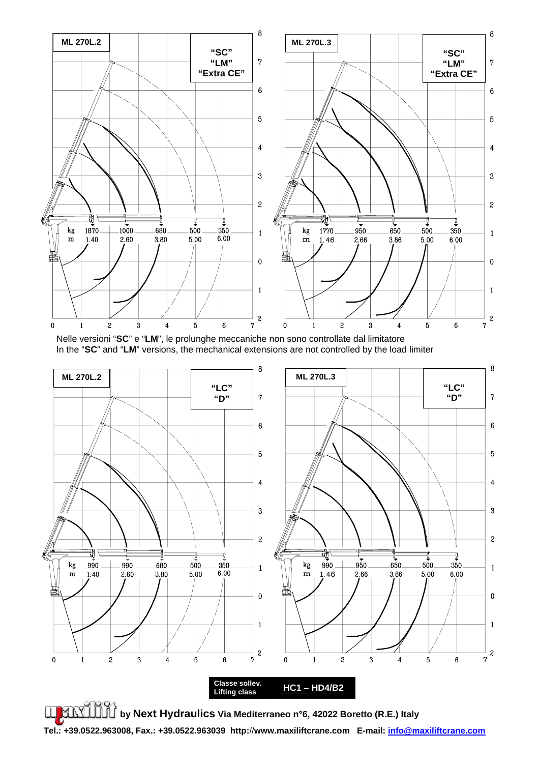**ML 270L.2**

**"SC"**
**"LM"**
**"Extra CE"**

kg 1870 1000 680 500 350
m 1.40 2.60 3.80 5.00 6.00

**ML 270L.3**

**"SC"**
**"LM"**
**"Extra CE"**

kg 1770 950 650 500 350
m 1.46 2.66 3.86 5.00 6.00

Nelle versioni "**SC**" e "**LM**", le prolunghe meccaniche non sono controllate dal limitatore
In the "**SC**" and "**LM**" versions, the mechanical extensions are not controlled by the load limiter

**ML 270L.2**

**"LC"**
**"D"**

kg 990 990 680 500 350
m 1.40 2.60 3.80 5.00 6.00

**ML 270L.3**

**"LC"**
**"D"**

kg 990 950 650 500 350
m 1.46 2.66 3.86 5.00 6.00

| Classe sollev. Lifting class | HC1 – HD4/B2 |
|---|---|

maxilift **by Next Hydraulics** **Via Mediterraneo n°6, 42022 Boretto (R.E.) Italy**

**Tel.: +39.0522.963008, Fax.: +39.0522.963039 http://www.maxiliftcrane.com E-mail: info@maxiliftcrane.com**